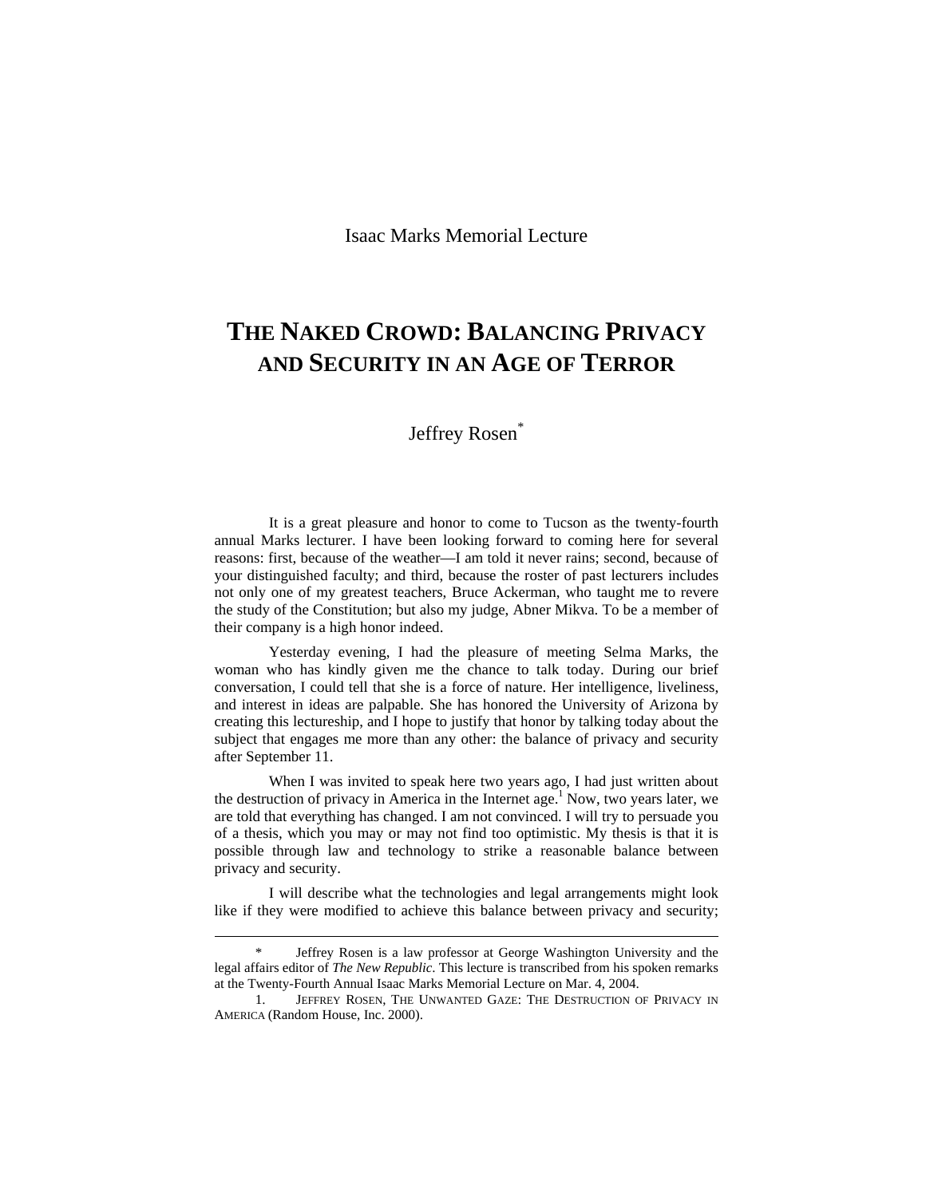Isaac Marks Memorial Lecture

# THE NAKED CROWD: BALANCING PRIVACY AND SECURITY IN AN AGE OF TERROR

Jeffrey Rosen[*]

It is a great pleasure and honor to come to Tucson as the twenty-fourth annual Marks lecturer. I have been looking forward to coming here for several reasons: first, because of the weather—I am told it never rains; second, because of your distinguished faculty; and third, because the roster of past lecturers includes not only one of my greatest teachers, Bruce Ackerman, who taught me to revere the study of the Constitution; but also my judge, Abner Mikva. To be a member of their company is a high honor indeed.

Yesterday evening, I had the pleasure of meeting Selma Marks, the woman who has kindly given me the chance to talk today. During our brief conversation, I could tell that she is a force of nature. Her intelligence, liveliness, and interest in ideas are palpable. She has honored the University of Arizona by creating this lectureship, and I hope to justify that honor by talking today about the subject that engages me more than any other: the balance of privacy and security after September 11.

When I was invited to speak here two years ago, I had just written about the destruction of privacy in America in the Internet age.[1] Now, two years later, we are told that everything has changed. I am not convinced. I will try to persuade you of a thesis, which you may or may not find too optimistic. My thesis is that it is possible through law and technology to strike a reasonable balance between privacy and security.

I will describe what the technologies and legal arrangements might look like if they were modified to achieve this balance between privacy and security;

---

\* Jeffrey Rosen is a law professor at George Washington University and the legal affairs editor of *The New Republic*. This lecture is transcribed from his spoken remarks at the Twenty-Fourth Annual Isaac Marks Memorial Lecture on Mar. 4, 2004.

1. JEFFREY ROSEN, THE UNWANTED GAZE: THE DESTRUCTION OF PRIVACY IN AMERICA (Random House, Inc. 2000).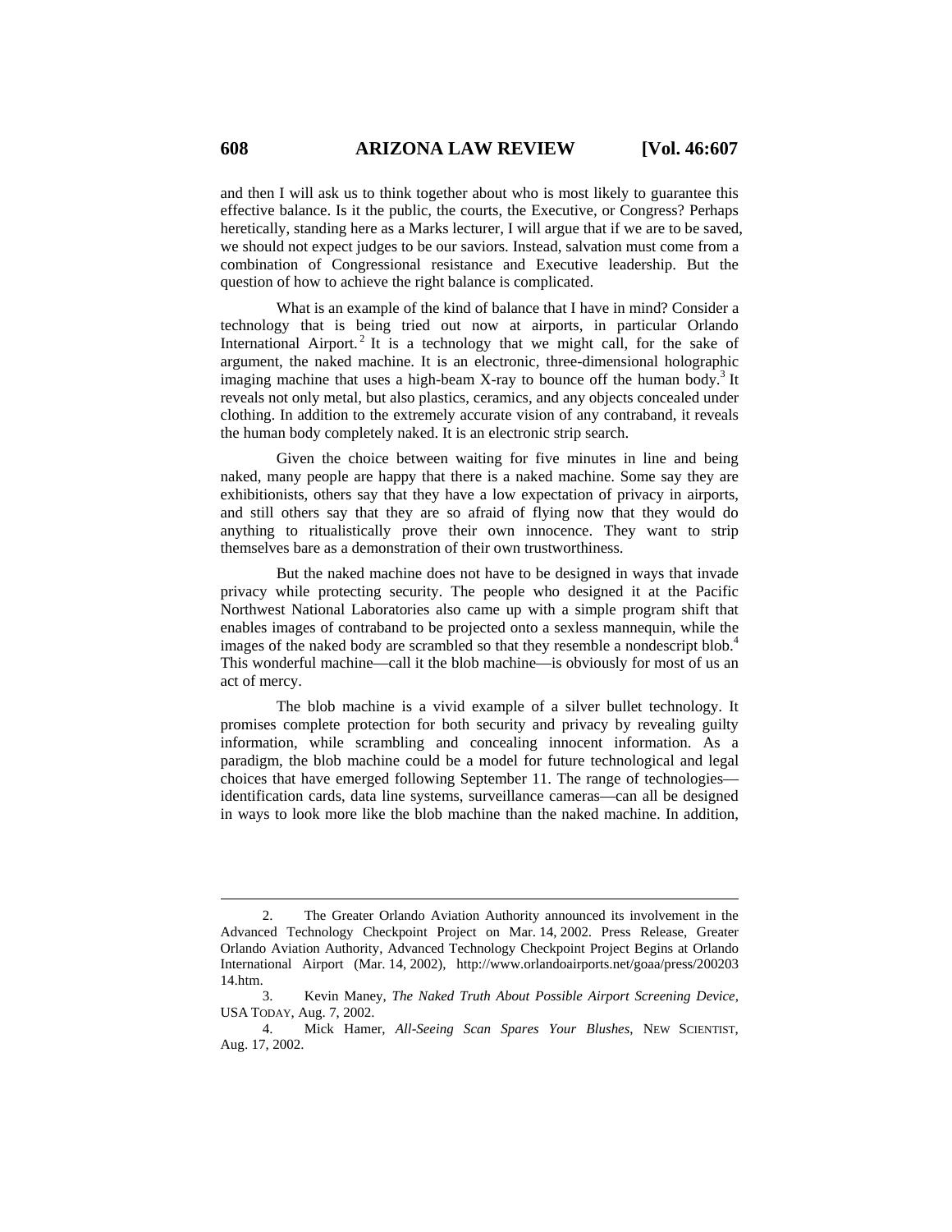and then I will ask us to think together about who is most likely to guarantee this effective balance. Is it the public, the courts, the Executive, or Congress? Perhaps heretically, standing here as a Marks lecturer, I will argue that if we are to be saved, we should not expect judges to be our saviors. Instead, salvation must come from a combination of Congressional resistance and Executive leadership. But the question of how to achieve the right balance is complicated.

What is an example of the kind of balance that I have in mind? Consider a technology that is being tried out now at airports, in particular Orlando International Airport.[2] It is a technology that we might call, for the sake of argument, the naked machine. It is an electronic, three-dimensional holographic imaging machine that uses a high-beam X-ray to bounce off the human body.[3] It reveals not only metal, but also plastics, ceramics, and any objects concealed under clothing. In addition to the extremely accurate vision of any contraband, it reveals the human body completely naked. It is an electronic strip search.

Given the choice between waiting for five minutes in line and being naked, many people are happy that there is a naked machine. Some say they are exhibitionists, others say that they have a low expectation of privacy in airports, and still others say that they are so afraid of flying now that they would do anything to ritualistically prove their own innocence. They want to strip themselves bare as a demonstration of their own trustworthiness.

But the naked machine does not have to be designed in ways that invade privacy while protecting security. The people who designed it at the Pacific Northwest National Laboratories also came up with a simple program shift that enables images of contraband to be projected onto a sexless mannequin, while the images of the naked body are scrambled so that they resemble a nondescript blob.[4] This wonderful machine—call it the blob machine—is obviously for most of us an act of mercy.

The blob machine is a vivid example of a silver bullet technology. It promises complete protection for both security and privacy by revealing guilty information, while scrambling and concealing innocent information. As a paradigm, the blob machine could be a model for future technological and legal choices that have emerged following September 11. The range of technologies—identification cards, data line systems, surveillance cameras—can all be designed in ways to look more like the blob machine than the naked machine. In addition,

---

2. The Greater Orlando Aviation Authority announced its involvement in the Advanced Technology Checkpoint Project on Mar. 14, 2002. Press Release, Greater Orlando Aviation Authority, Advanced Technology Checkpoint Project Begins at Orlando International Airport (Mar. 14, 2002), http://www.orlandoairports.net/goaa/press/20020314.htm.

3. Kevin Maney, *The Naked Truth About Possible Airport Screening Device*, USA TODAY, Aug. 7, 2002.

4. Mick Hamer, *All-Seeing Scan Spares Your Blushes*, NEW SCIENTIST, Aug. 17, 2002.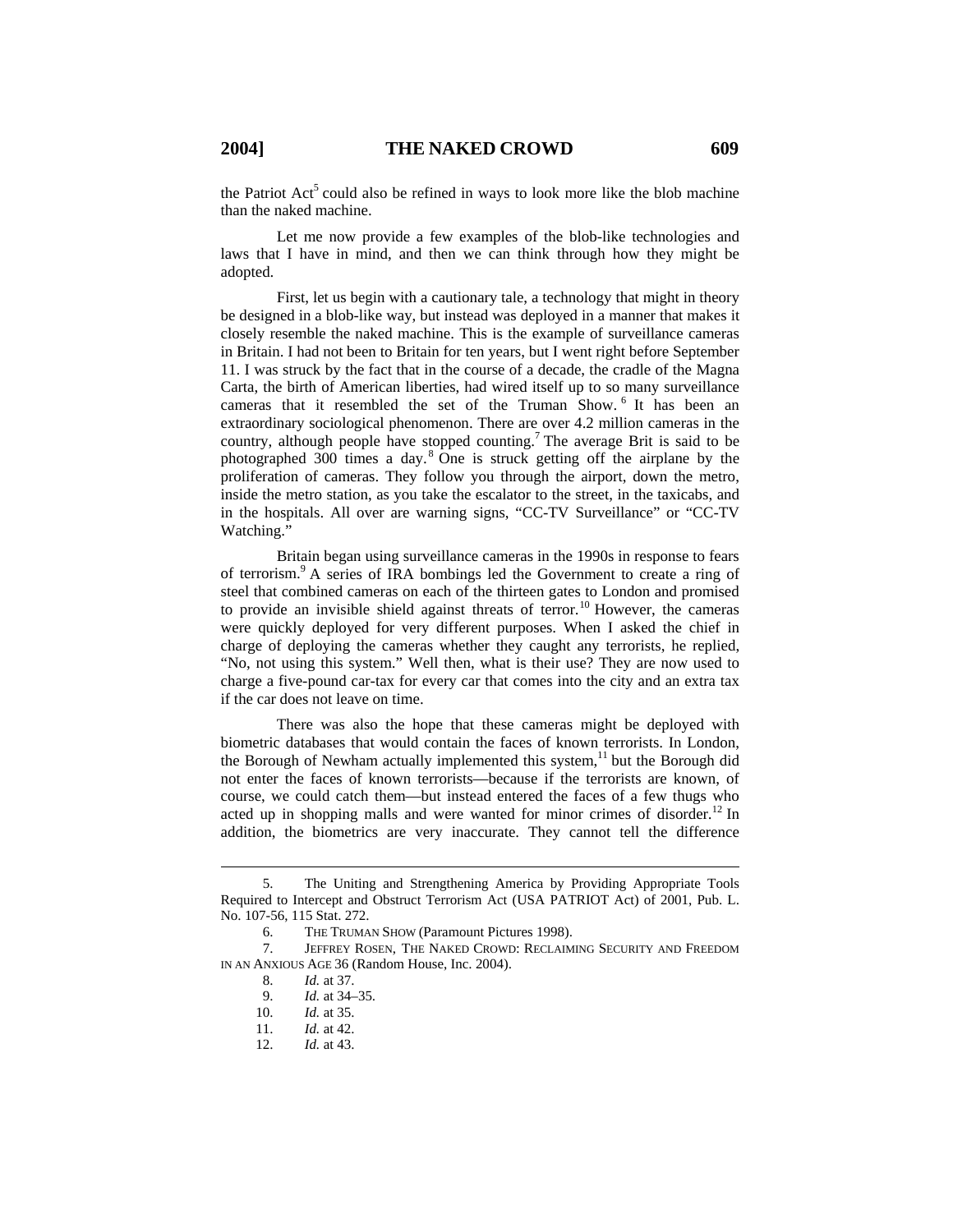the Patriot Act[5] could also be refined in ways to look more like the blob machine than the naked machine.

Let me now provide a few examples of the blob-like technologies and laws that I have in mind, and then we can think through how they might be adopted.

First, let us begin with a cautionary tale, a technology that might in theory be designed in a blob-like way, but instead was deployed in a manner that makes it closely resemble the naked machine. This is the example of surveillance cameras in Britain. I had not been to Britain for ten years, but I went right before September 11. I was struck by the fact that in the course of a decade, the cradle of the Magna Carta, the birth of American liberties, had wired itself up to so many surveillance cameras that it resembled the set of the Truman Show.[6] It has been an extraordinary sociological phenomenon. There are over 4.2 million cameras in the country, although people have stopped counting.[7] The average Brit is said to be photographed 300 times a day.[8] One is struck getting off the airplane by the proliferation of cameras. They follow you through the airport, down the metro, inside the metro station, as you take the escalator to the street, in the taxicabs, and in the hospitals. All over are warning signs, "CC-TV Surveillance" or "CC-TV Watching."

Britain began using surveillance cameras in the 1990s in response to fears of terrorism.[9] A series of IRA bombings led the Government to create a ring of steel that combined cameras on each of the thirteen gates to London and promised to provide an invisible shield against threats of terror.[10] However, the cameras were quickly deployed for very different purposes. When I asked the chief in charge of deploying the cameras whether they caught any terrorists, he replied, "No, not using this system." Well then, what is their use? They are now used to charge a five-pound car-tax for every car that comes into the city and an extra tax if the car does not leave on time.

There was also the hope that these cameras might be deployed with biometric databases that would contain the faces of known terrorists. In London, the Borough of Newham actually implemented this system,[11] but the Borough did not enter the faces of known terrorists—because if the terrorists are known, of course, we could catch them—but instead entered the faces of a few thugs who acted up in shopping malls and were wanted for minor crimes of disorder.[12] In addition, the biometrics are very inaccurate. They cannot tell the difference

---

5. The Uniting and Strengthening America by Providing Appropriate Tools Required to Intercept and Obstruct Terrorism Act (USA PATRIOT Act) of 2001, Pub. L. No. 107-56, 115 Stat. 272.

6. THE TRUMAN SHOW (Paramount Pictures 1998).

7. JEFFREY ROSEN, THE NAKED CROWD: RECLAIMING SECURITY AND FREEDOM IN AN ANXIOUS AGE 36 (Random House, Inc. 2004).

8. *Id.* at 37.

9. *Id.* at 34–35.

10. *Id.* at 35.

11. *Id.* at 42.

12. *Id.* at 43.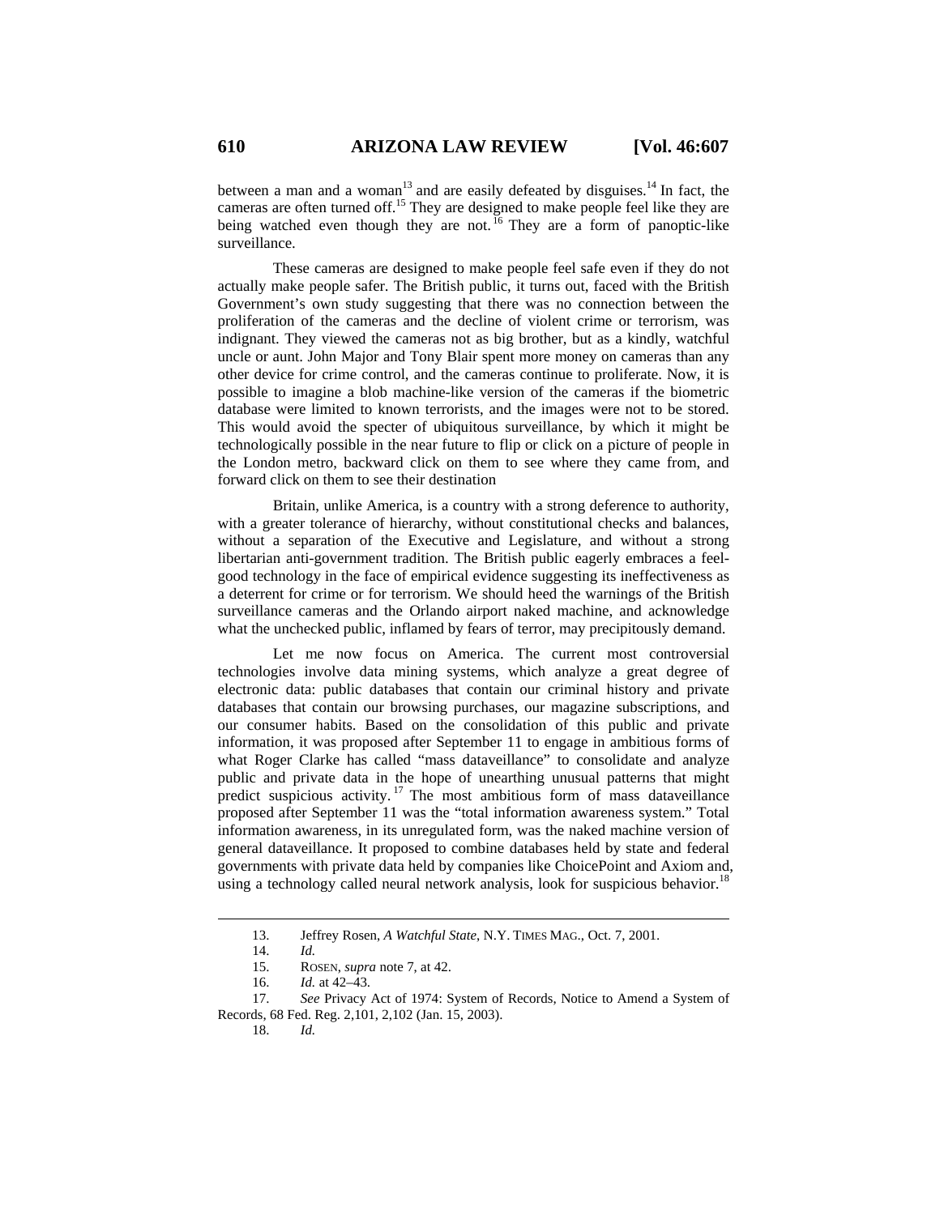between a man and a woman[13] and are easily defeated by disguises.[14] In fact, the cameras are often turned off.[15] They are designed to make people feel like they are being watched even though they are not.[16] They are a form of panoptic-like surveillance.

These cameras are designed to make people feel safe even if they do not actually make people safer. The British public, it turns out, faced with the British Government's own study suggesting that there was no connection between the proliferation of the cameras and the decline of violent crime or terrorism, was indignant. They viewed the cameras not as big brother, but as a kindly, watchful uncle or aunt. John Major and Tony Blair spent more money on cameras than any other device for crime control, and the cameras continue to proliferate. Now, it is possible to imagine a blob machine-like version of the cameras if the biometric database were limited to known terrorists, and the images were not to be stored. This would avoid the specter of ubiquitous surveillance, by which it might be technologically possible in the near future to flip or click on a picture of people in the London metro, backward click on them to see where they came from, and forward click on them to see their destination

Britain, unlike America, is a country with a strong deference to authority, with a greater tolerance of hierarchy, without constitutional checks and balances, without a separation of the Executive and Legislature, and without a strong libertarian anti-government tradition. The British public eagerly embraces a feel-good technology in the face of empirical evidence suggesting its ineffectiveness as a deterrent for crime or for terrorism. We should heed the warnings of the British surveillance cameras and the Orlando airport naked machine, and acknowledge what the unchecked public, inflamed by fears of terror, may precipitously demand.

Let me now focus on America. The current most controversial technologies involve data mining systems, which analyze a great degree of electronic data: public databases that contain our criminal history and private databases that contain our browsing purchases, our magazine subscriptions, and our consumer habits. Based on the consolidation of this public and private information, it was proposed after September 11 to engage in ambitious forms of what Roger Clarke has called "mass dataveillance" to consolidate and analyze public and private data in the hope of unearthing unusual patterns that might predict suspicious activity.[17] The most ambitious form of mass dataveillance proposed after September 11 was the "total information awareness system." Total information awareness, in its unregulated form, was the naked machine version of general dataveillance. It proposed to combine databases held by state and federal governments with private data held by companies like ChoicePoint and Axiom and, using a technology called neural network analysis, look for suspicious behavior.[18]

---

13. Jeffrey Rosen, *A Watchful State*, N.Y. TIMES MAG., Oct. 7, 2001.

14. *Id.*

15. ROSEN, *supra* note 7, at 42.

16. *Id.* at 42–43.

17. *See* Privacy Act of 1974: System of Records, Notice to Amend a System of Records, 68 Fed. Reg. 2,101, 2,102 (Jan. 15, 2003).

18. *Id.*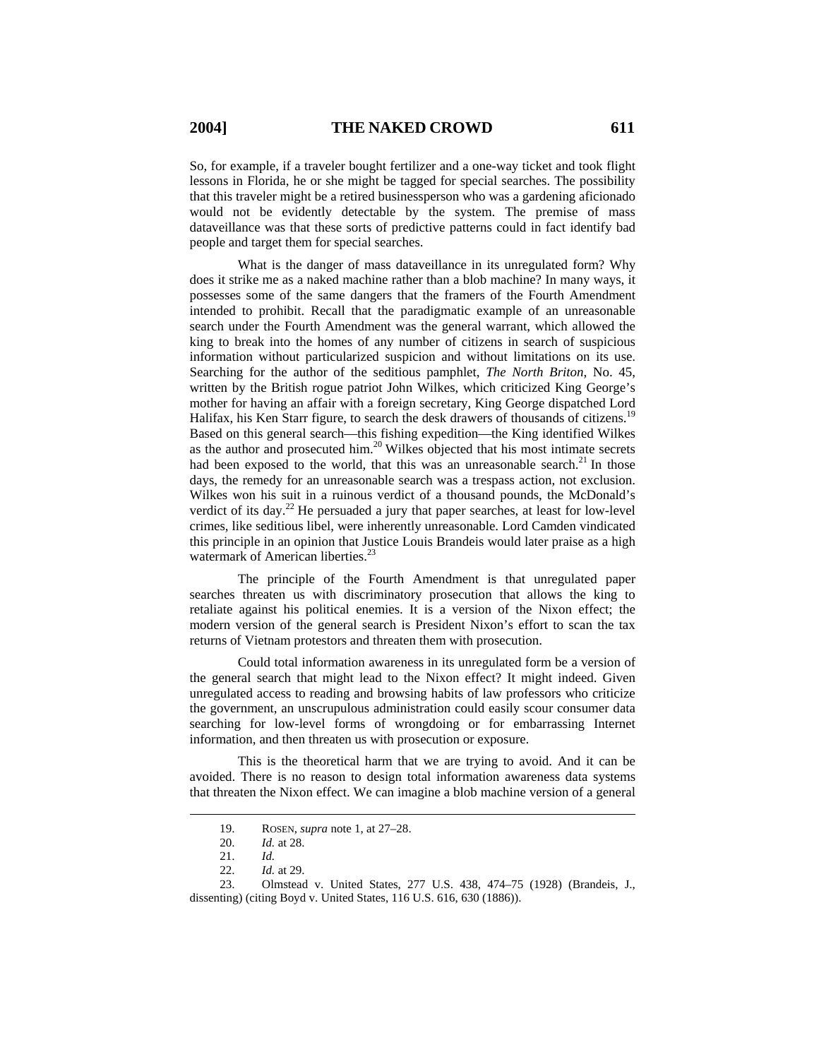So, for example, if a traveler bought fertilizer and a one-way ticket and took flight lessons in Florida, he or she might be tagged for special searches. The possibility that this traveler might be a retired businessperson who was a gardening aficionado would not be evidently detectable by the system. The premise of mass dataveillance was that these sorts of predictive patterns could in fact identify bad people and target them for special searches.

What is the danger of mass dataveillance in its unregulated form? Why does it strike me as a naked machine rather than a blob machine? In many ways, it possesses some of the same dangers that the framers of the Fourth Amendment intended to prohibit. Recall that the paradigmatic example of an unreasonable search under the Fourth Amendment was the general warrant, which allowed the king to break into the homes of any number of citizens in search of suspicious information without particularized suspicion and without limitations on its use. Searching for the author of the seditious pamphlet, *The North Briton*, No. 45, written by the British rogue patriot John Wilkes, which criticized King George's mother for having an affair with a foreign secretary, King George dispatched Lord Halifax, his Ken Starr figure, to search the desk drawers of thousands of citizens.[19] Based on this general search—this fishing expedition—the King identified Wilkes as the author and prosecuted him.[20] Wilkes objected that his most intimate secrets had been exposed to the world, that this was an unreasonable search.[21] In those days, the remedy for an unreasonable search was a trespass action, not exclusion. Wilkes won his suit in a ruinous verdict of a thousand pounds, the McDonald's verdict of its day.[22] He persuaded a jury that paper searches, at least for low-level crimes, like seditious libel, were inherently unreasonable. Lord Camden vindicated this principle in an opinion that Justice Louis Brandeis would later praise as a high watermark of American liberties.[23]

The principle of the Fourth Amendment is that unregulated paper searches threaten us with discriminatory prosecution that allows the king to retaliate against his political enemies. It is a version of the Nixon effect; the modern version of the general search is President Nixon's effort to scan the tax returns of Vietnam protestors and threaten them with prosecution.

Could total information awareness in its unregulated form be a version of the general search that might lead to the Nixon effect? It might indeed. Given unregulated access to reading and browsing habits of law professors who criticize the government, an unscrupulous administration could easily scour consumer data searching for low-level forms of wrongdoing or for embarrassing Internet information, and then threaten us with prosecution or exposure.

This is the theoretical harm that we are trying to avoid. And it can be avoided. There is no reason to design total information awareness data systems that threaten the Nixon effect. We can imagine a blob machine version of a general

---

19. ROSEN, *supra* note 1, at 27–28.

20. *Id.* at 28.

21. *Id.*

22. *Id.* at 29.

23. Olmstead v. United States, 277 U.S. 438, 474–75 (1928) (Brandeis, J., dissenting) (citing Boyd v. United States, 116 U.S. 616, 630 (1886)).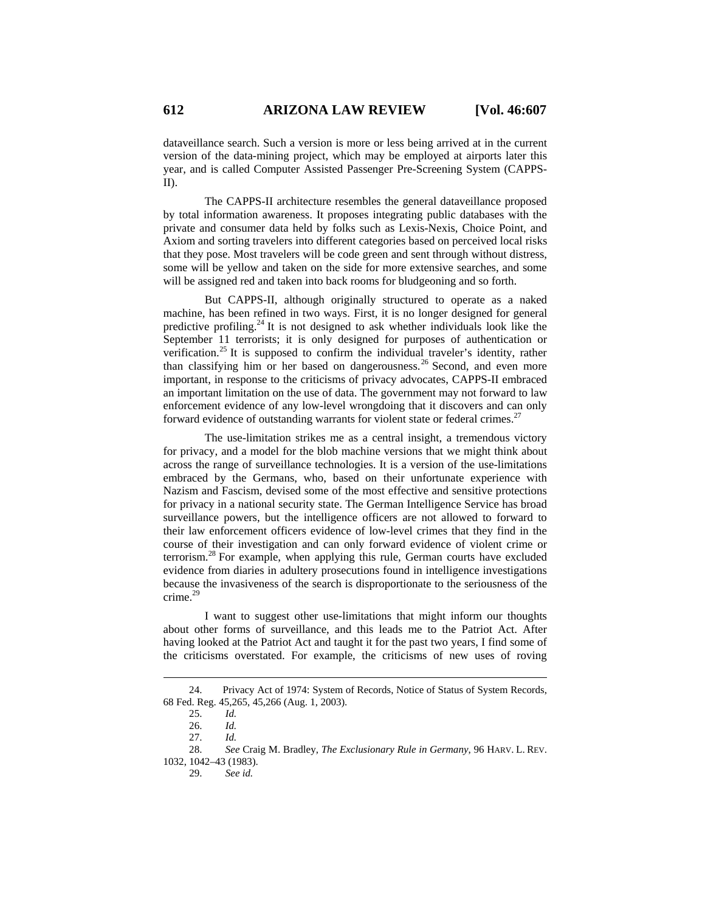dataveillance search. Such a version is more or less being arrived at in the current version of the data-mining project, which may be employed at airports later this year, and is called Computer Assisted Passenger Pre-Screening System (CAPPS-II).

The CAPPS-II architecture resembles the general dataveillance proposed by total information awareness. It proposes integrating public databases with the private and consumer data held by folks such as Lexis-Nexis, Choice Point, and Axiom and sorting travelers into different categories based on perceived local risks that they pose. Most travelers will be code green and sent through without distress, some will be yellow and taken on the side for more extensive searches, and some will be assigned red and taken into back rooms for bludgeoning and so forth.

But CAPPS-II, although originally structured to operate as a naked machine, has been refined in two ways. First, it is no longer designed for general predictive profiling.[24] It is not designed to ask whether individuals look like the September 11 terrorists; it is only designed for purposes of authentication or verification.[25] It is supposed to confirm the individual traveler's identity, rather than classifying him or her based on dangerousness.[26] Second, and even more important, in response to the criticisms of privacy advocates, CAPPS-II embraced an important limitation on the use of data. The government may not forward to law enforcement evidence of any low-level wrongdoing that it discovers and can only forward evidence of outstanding warrants for violent state or federal crimes.[27]

The use-limitation strikes me as a central insight, a tremendous victory for privacy, and a model for the blob machine versions that we might think about across the range of surveillance technologies. It is a version of the use-limitations embraced by the Germans, who, based on their unfortunate experience with Nazism and Fascism, devised some of the most effective and sensitive protections for privacy in a national security state. The German Intelligence Service has broad surveillance powers, but the intelligence officers are not allowed to forward to their law enforcement officers evidence of low-level crimes that they find in the course of their investigation and can only forward evidence of violent crime or terrorism.[28] For example, when applying this rule, German courts have excluded evidence from diaries in adultery prosecutions found in intelligence investigations because the invasiveness of the search is disproportionate to the seriousness of the crime.[29]

I want to suggest other use-limitations that might inform our thoughts about other forms of surveillance, and this leads me to the Patriot Act. After having looked at the Patriot Act and taught it for the past two years, I find some of the criticisms overstated. For example, the criticisms of new uses of roving

---

24. Privacy Act of 1974: System of Records, Notice of Status of System Records, 68 Fed. Reg. 45,265, 45,266 (Aug. 1, 2003).

25. *Id.*

26. *Id.*

27. *Id.*

28. *See* Craig M. Bradley, *The Exclusionary Rule in Germany*, 96 HARV. L. REV. 1032, 1042–43 (1983).

29. *See id.*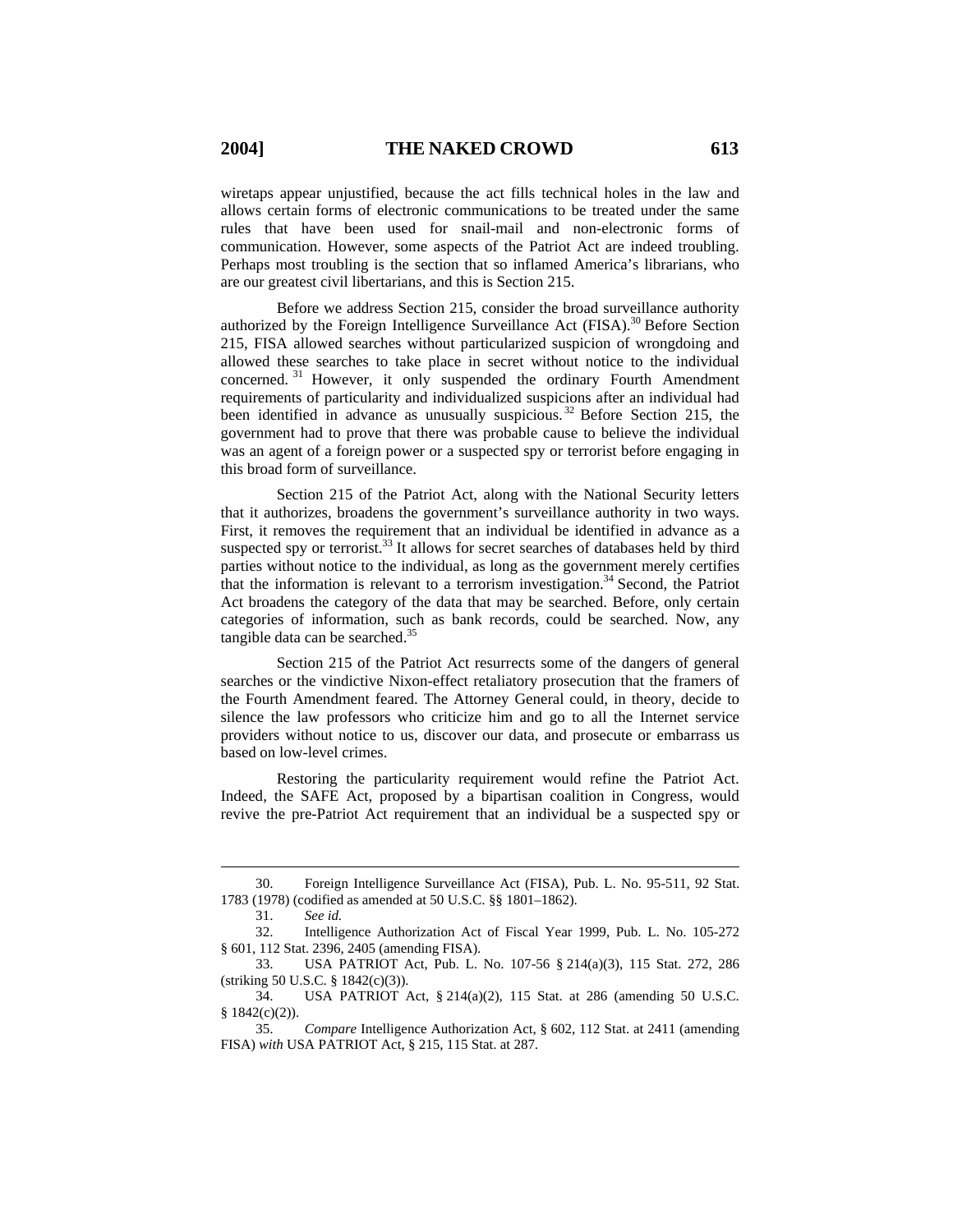wiretaps appear unjustified, because the act fills technical holes in the law and allows certain forms of electronic communications to be treated under the same rules that have been used for snail-mail and non-electronic forms of communication. However, some aspects of the Patriot Act are indeed troubling. Perhaps most troubling is the section that so inflamed America's librarians, who are our greatest civil libertarians, and this is Section 215.

Before we address Section 215, consider the broad surveillance authority authorized by the Foreign Intelligence Surveillance Act (FISA).[30] Before Section 215, FISA allowed searches without particularized suspicion of wrongdoing and allowed these searches to take place in secret without notice to the individual concerned.[31] However, it only suspended the ordinary Fourth Amendment requirements of particularity and individualized suspicions after an individual had been identified in advance as unusually suspicious.[32] Before Section 215, the government had to prove that there was probable cause to believe the individual was an agent of a foreign power or a suspected spy or terrorist before engaging in this broad form of surveillance.

Section 215 of the Patriot Act, along with the National Security letters that it authorizes, broadens the government's surveillance authority in two ways. First, it removes the requirement that an individual be identified in advance as a suspected spy or terrorist.[33] It allows for secret searches of databases held by third parties without notice to the individual, as long as the government merely certifies that the information is relevant to a terrorism investigation.[34] Second, the Patriot Act broadens the category of the data that may be searched. Before, only certain categories of information, such as bank records, could be searched. Now, any tangible data can be searched.[35]

Section 215 of the Patriot Act resurrects some of the dangers of general searches or the vindictive Nixon-effect retaliatory prosecution that the framers of the Fourth Amendment feared. The Attorney General could, in theory, decide to silence the law professors who criticize him and go to all the Internet service providers without notice to us, discover our data, and prosecute or embarrass us based on low-level crimes.

Restoring the particularity requirement would refine the Patriot Act. Indeed, the SAFE Act, proposed by a bipartisan coalition in Congress, would revive the pre-Patriot Act requirement that an individual be a suspected spy or

---

30. Foreign Intelligence Surveillance Act (FISA), Pub. L. No. 95-511, 92 Stat. 1783 (1978) (codified as amended at 50 U.S.C. §§ 1801–1862).

31. *See id.*

32. Intelligence Authorization Act of Fiscal Year 1999, Pub. L. No. 105-272 § 601, 112 Stat. 2396, 2405 (amending FISA).

33. USA PATRIOT Act, Pub. L. No. 107-56 § 214(a)(3), 115 Stat. 272, 286 (striking 50 U.S.C. § 1842(c)(3)).

34. USA PATRIOT Act, § 214(a)(2), 115 Stat. at 286 (amending 50 U.S.C. § 1842(c)(2)).

35. *Compare* Intelligence Authorization Act, § 602, 112 Stat. at 2411 (amending FISA) *with* USA PATRIOT Act, § 215, 115 Stat. at 287.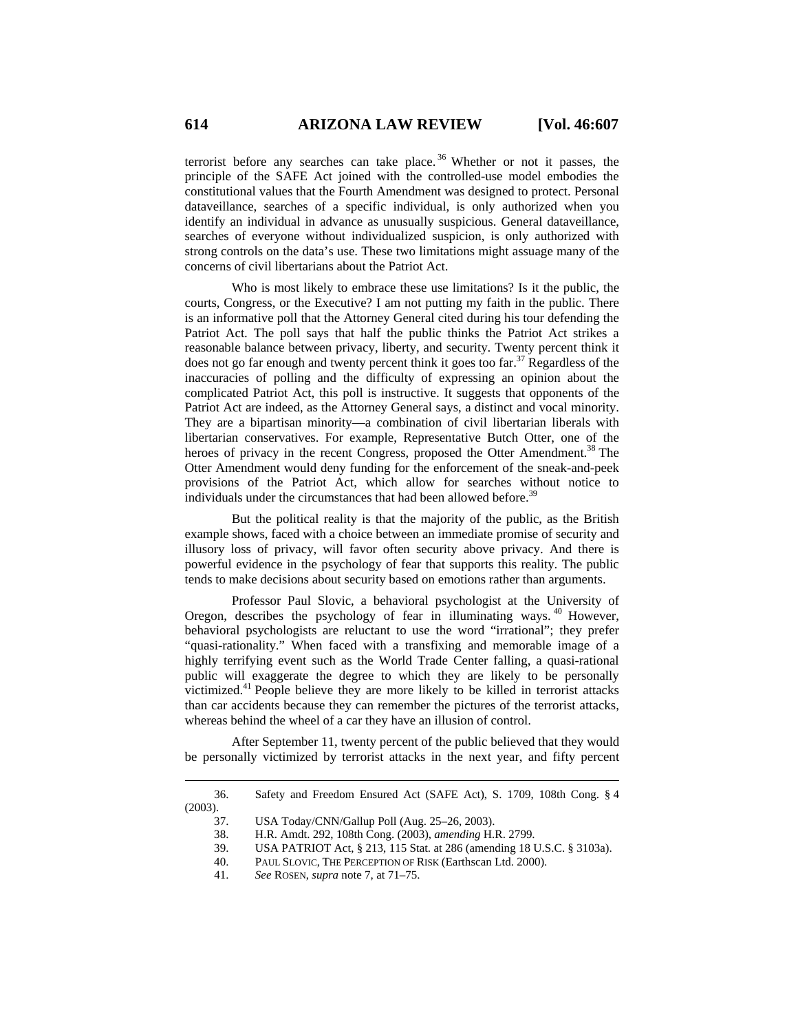terrorist before any searches can take place.[36] Whether or not it passes, the principle of the SAFE Act joined with the controlled-use model embodies the constitutional values that the Fourth Amendment was designed to protect. Personal dataveillance, searches of a specific individual, is only authorized when you identify an individual in advance as unusually suspicious. General dataveillance, searches of everyone without individualized suspicion, is only authorized with strong controls on the data's use. These two limitations might assuage many of the concerns of civil libertarians about the Patriot Act.

Who is most likely to embrace these use limitations? Is it the public, the courts, Congress, or the Executive? I am not putting my faith in the public. There is an informative poll that the Attorney General cited during his tour defending the Patriot Act. The poll says that half the public thinks the Patriot Act strikes a reasonable balance between privacy, liberty, and security. Twenty percent think it does not go far enough and twenty percent think it goes too far.[37] Regardless of the inaccuracies of polling and the difficulty of expressing an opinion about the complicated Patriot Act, this poll is instructive. It suggests that opponents of the Patriot Act are indeed, as the Attorney General says, a distinct and vocal minority. They are a bipartisan minority—a combination of civil libertarian liberals with libertarian conservatives. For example, Representative Butch Otter, one of the heroes of privacy in the recent Congress, proposed the Otter Amendment.[38] The Otter Amendment would deny funding for the enforcement of the sneak-and-peek provisions of the Patriot Act, which allow for searches without notice to individuals under the circumstances that had been allowed before.[39]

But the political reality is that the majority of the public, as the British example shows, faced with a choice between an immediate promise of security and illusory loss of privacy, will favor often security above privacy. And there is powerful evidence in the psychology of fear that supports this reality. The public tends to make decisions about security based on emotions rather than arguments.

Professor Paul Slovic, a behavioral psychologist at the University of Oregon, describes the psychology of fear in illuminating ways.[40] However, behavioral psychologists are reluctant to use the word "irrational"; they prefer "quasi-rationality." When faced with a transfixing and memorable image of a highly terrifying event such as the World Trade Center falling, a quasi-rational public will exaggerate the degree to which they are likely to be personally victimized.[41] People believe they are more likely to be killed in terrorist attacks than car accidents because they can remember the pictures of the terrorist attacks, whereas behind the wheel of a car they have an illusion of control.

After September 11, twenty percent of the public believed that they would be personally victimized by terrorist attacks in the next year, and fifty percent

---

36. Safety and Freedom Ensured Act (SAFE Act), S. 1709, 108th Cong. § 4 (2003).

37. USA Today/CNN/Gallup Poll (Aug. 25–26, 2003).

38. H.R. Amdt. 292, 108th Cong. (2003), *amending* H.R. 2799.

39. USA PATRIOT Act, § 213, 115 Stat. at 286 (amending 18 U.S.C. § 3103a).

40. PAUL SLOVIC, THE PERCEPTION OF RISK (Earthscan Ltd. 2000).

41. *See* ROSEN, *supra* note 7, at 71–75.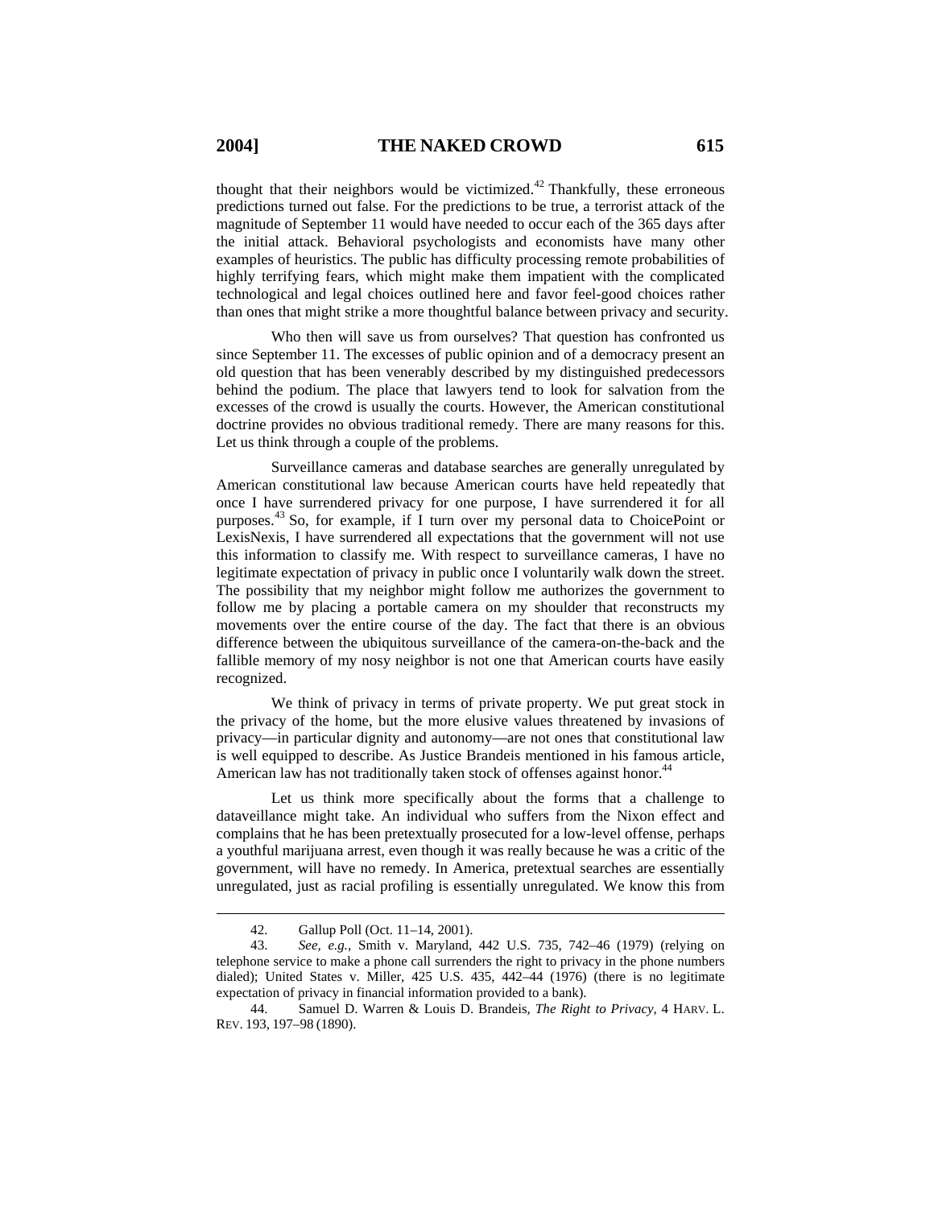thought that their neighbors would be victimized.[42] Thankfully, these erroneous predictions turned out false. For the predictions to be true, a terrorist attack of the magnitude of September 11 would have needed to occur each of the 365 days after the initial attack. Behavioral psychologists and economists have many other examples of heuristics. The public has difficulty processing remote probabilities of highly terrifying fears, which might make them impatient with the complicated technological and legal choices outlined here and favor feel-good choices rather than ones that might strike a more thoughtful balance between privacy and security.

Who then will save us from ourselves? That question has confronted us since September 11. The excesses of public opinion and of a democracy present an old question that has been venerably described by my distinguished predecessors behind the podium. The place that lawyers tend to look for salvation from the excesses of the crowd is usually the courts. However, the American constitutional doctrine provides no obvious traditional remedy. There are many reasons for this. Let us think through a couple of the problems.

Surveillance cameras and database searches are generally unregulated by American constitutional law because American courts have held repeatedly that once I have surrendered privacy for one purpose, I have surrendered it for all purposes.[43] So, for example, if I turn over my personal data to ChoicePoint or LexisNexis, I have surrendered all expectations that the government will not use this information to classify me. With respect to surveillance cameras, I have no legitimate expectation of privacy in public once I voluntarily walk down the street. The possibility that my neighbor might follow me authorizes the government to follow me by placing a portable camera on my shoulder that reconstructs my movements over the entire course of the day. The fact that there is an obvious difference between the ubiquitous surveillance of the camera-on-the-back and the fallible memory of my nosy neighbor is not one that American courts have easily recognized.

We think of privacy in terms of private property. We put great stock in the privacy of the home, but the more elusive values threatened by invasions of privacy—in particular dignity and autonomy—are not ones that constitutional law is well equipped to describe. As Justice Brandeis mentioned in his famous article, American law has not traditionally taken stock of offenses against honor.[44]

Let us think more specifically about the forms that a challenge to dataveillance might take. An individual who suffers from the Nixon effect and complains that he has been pretextually prosecuted for a low-level offense, perhaps a youthful marijuana arrest, even though it was really because he was a critic of the government, will have no remedy. In America, pretextual searches are essentially unregulated, just as racial profiling is essentially unregulated. We know this from

---

42. Gallup Poll (Oct. 11–14, 2001).

43. *See, e.g.*, Smith v. Maryland, 442 U.S. 735, 742–46 (1979) (relying on telephone service to make a phone call surrenders the right to privacy in the phone numbers dialed); United States v. Miller, 425 U.S. 435, 442–44 (1976) (there is no legitimate expectation of privacy in financial information provided to a bank).

44. Samuel D. Warren & Louis D. Brandeis, *The Right to Privacy*, 4 HARV. L. REV. 193, 197–98 (1890).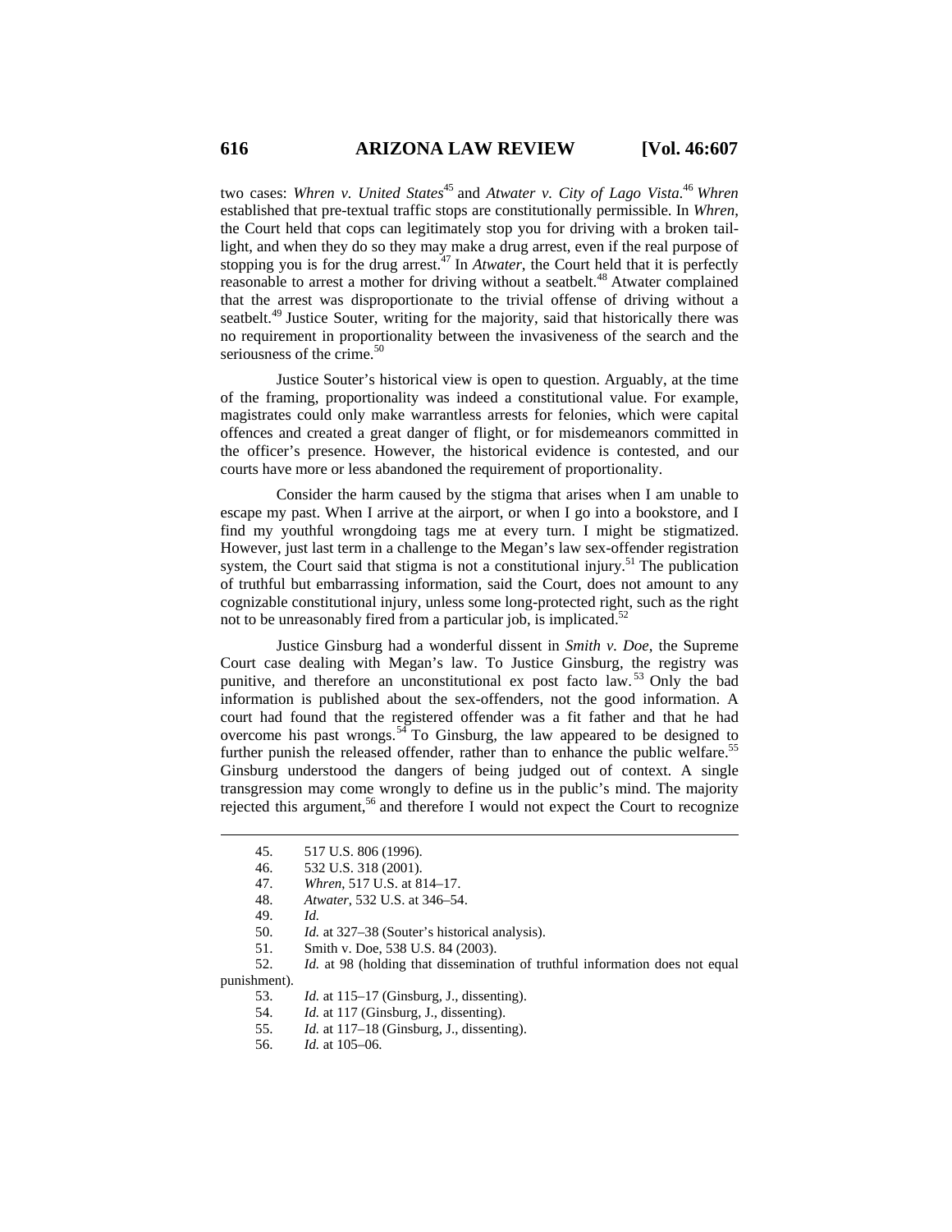two cases: *Whren v. United States*[45] and *Atwater v. City of Lago Vista*.[46] *Whren* established that pre-textual traffic stops are constitutionally permissible. In *Whren*, the Court held that cops can legitimately stop you for driving with a broken tail-light, and when they do so they may make a drug arrest, even if the real purpose of stopping you is for the drug arrest.[47] In *Atwater*, the Court held that it is perfectly reasonable to arrest a mother for driving without a seatbelt.[48] Atwater complained that the arrest was disproportionate to the trivial offense of driving without a seatbelt.[49] Justice Souter, writing for the majority, said that historically there was no requirement in proportionality between the invasiveness of the search and the seriousness of the crime.[50]

Justice Souter's historical view is open to question. Arguably, at the time of the framing, proportionality was indeed a constitutional value. For example, magistrates could only make warrantless arrests for felonies, which were capital offences and created a great danger of flight, or for misdemeanors committed in the officer's presence. However, the historical evidence is contested, and our courts have more or less abandoned the requirement of proportionality.

Consider the harm caused by the stigma that arises when I am unable to escape my past. When I arrive at the airport, or when I go into a bookstore, and I find my youthful wrongdoing tags me at every turn. I might be stigmatized. However, just last term in a challenge to the Megan's law sex-offender registration system, the Court said that stigma is not a constitutional injury.[51] The publication of truthful but embarrassing information, said the Court, does not amount to any cognizable constitutional injury, unless some long-protected right, such as the right not to be unreasonably fired from a particular job, is implicated.[52]

Justice Ginsburg had a wonderful dissent in *Smith v. Doe*, the Supreme Court case dealing with Megan's law. To Justice Ginsburg, the registry was punitive, and therefore an unconstitutional ex post facto law.[53] Only the bad information is published about the sex-offenders, not the good information. A court had found that the registered offender was a fit father and that he had overcome his past wrongs.[54] To Ginsburg, the law appeared to be designed to further punish the released offender, rather than to enhance the public welfare.[55] Ginsburg understood the dangers of being judged out of context. A single transgression may come wrongly to define us in the public's mind. The majority rejected this argument,[56] and therefore I would not expect the Court to recognize

---

45. 517 U.S. 806 (1996).

46. 532 U.S. 318 (2001).

47. *Whren*, 517 U.S. at 814–17.

48. *Atwater*, 532 U.S. at 346–54.

49. *Id.*

50. *Id.* at 327–38 (Souter's historical analysis).

51. Smith v. Doe, 538 U.S. 84 (2003).

52. *Id.* at 98 (holding that dissemination of truthful information does not equal punishment).

53. *Id.* at 115–17 (Ginsburg, J., dissenting).

54. *Id.* at 117 (Ginsburg, J., dissenting).

55. *Id.* at 117–18 (Ginsburg, J., dissenting).

56. *Id.* at 105–06.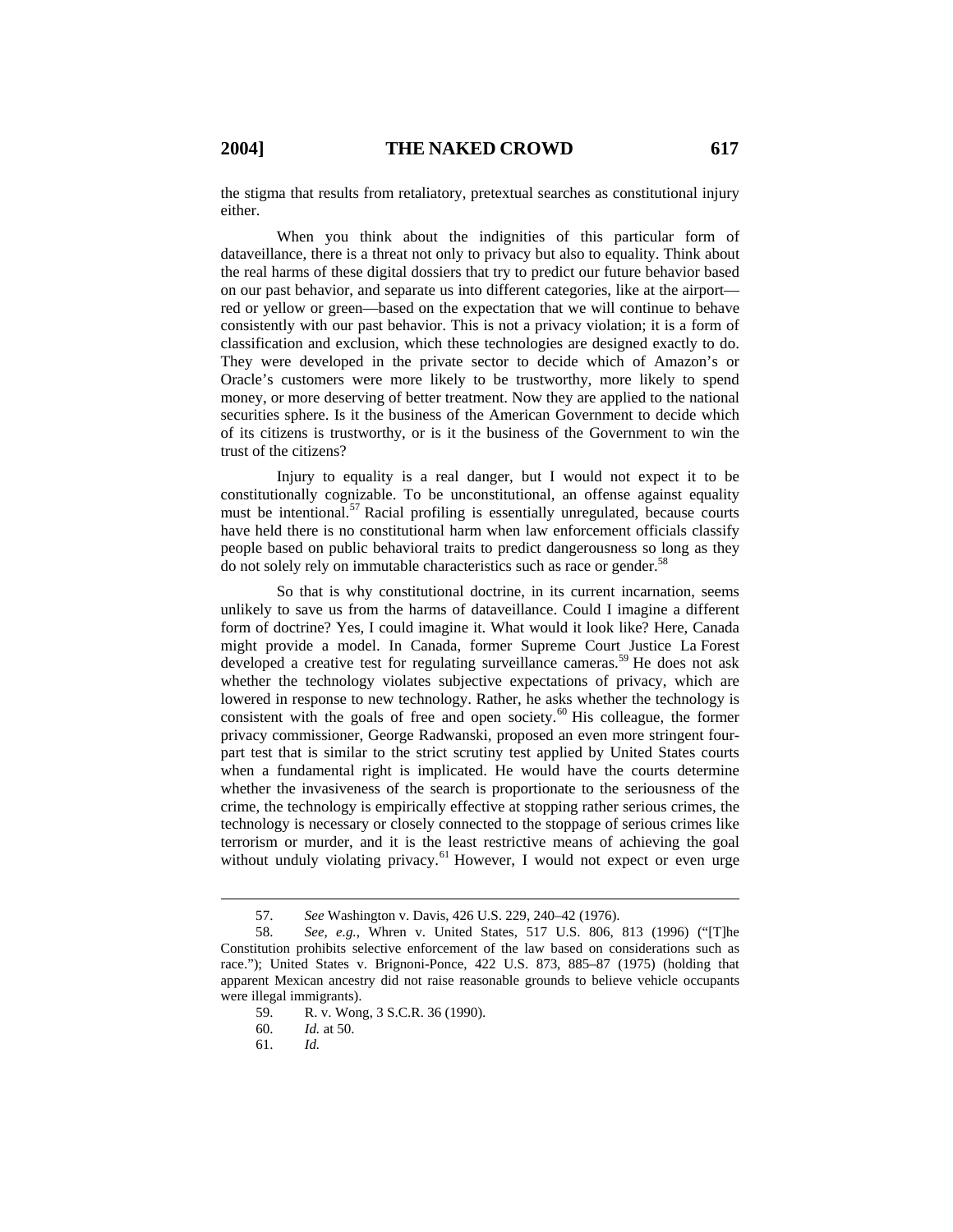the stigma that results from retaliatory, pretextual searches as constitutional injury either.

When you think about the indignities of this particular form of dataveillance, there is a threat not only to privacy but also to equality. Think about the real harms of these digital dossiers that try to predict our future behavior based on our past behavior, and separate us into different categories, like at the airport—red or yellow or green—based on the expectation that we will continue to behave consistently with our past behavior. This is not a privacy violation; it is a form of classification and exclusion, which these technologies are designed exactly to do. They were developed in the private sector to decide which of Amazon's or Oracle's customers were more likely to be trustworthy, more likely to spend money, or more deserving of better treatment. Now they are applied to the national securities sphere. Is it the business of the American Government to decide which of its citizens is trustworthy, or is it the business of the Government to win the trust of the citizens?

Injury to equality is a real danger, but I would not expect it to be constitutionally cognizable. To be unconstitutional, an offense against equality must be intentional.[57] Racial profiling is essentially unregulated, because courts have held there is no constitutional harm when law enforcement officials classify people based on public behavioral traits to predict dangerousness so long as they do not solely rely on immutable characteristics such as race or gender.[58]

So that is why constitutional doctrine, in its current incarnation, seems unlikely to save us from the harms of dataveillance. Could I imagine a different form of doctrine? Yes, I could imagine it. What would it look like? Here, Canada might provide a model. In Canada, former Supreme Court Justice La Forest developed a creative test for regulating surveillance cameras.[59] He does not ask whether the technology violates subjective expectations of privacy, which are lowered in response to new technology. Rather, he asks whether the technology is consistent with the goals of free and open society.[60] His colleague, the former privacy commissioner, George Radwanski, proposed an even more stringent four-part test that is similar to the strict scrutiny test applied by United States courts when a fundamental right is implicated. He would have the courts determine whether the invasiveness of the search is proportionate to the seriousness of the crime, the technology is empirically effective at stopping rather serious crimes, the technology is necessary or closely connected to the stoppage of serious crimes like terrorism or murder, and it is the least restrictive means of achieving the goal without unduly violating privacy.[61] However, I would not expect or even urge

---

57. *See* Washington v. Davis, 426 U.S. 229, 240–42 (1976).

58. *See, e.g.*, Whren v. United States, 517 U.S. 806, 813 (1996) ("[T]he Constitution prohibits selective enforcement of the law based on considerations such as race."); United States v. Brignoni-Ponce, 422 U.S. 873, 885–87 (1975) (holding that apparent Mexican ancestry did not raise reasonable grounds to believe vehicle occupants were illegal immigrants).

59. R. v. Wong, 3 S.C.R. 36 (1990).

60. *Id.* at 50.

61. *Id.*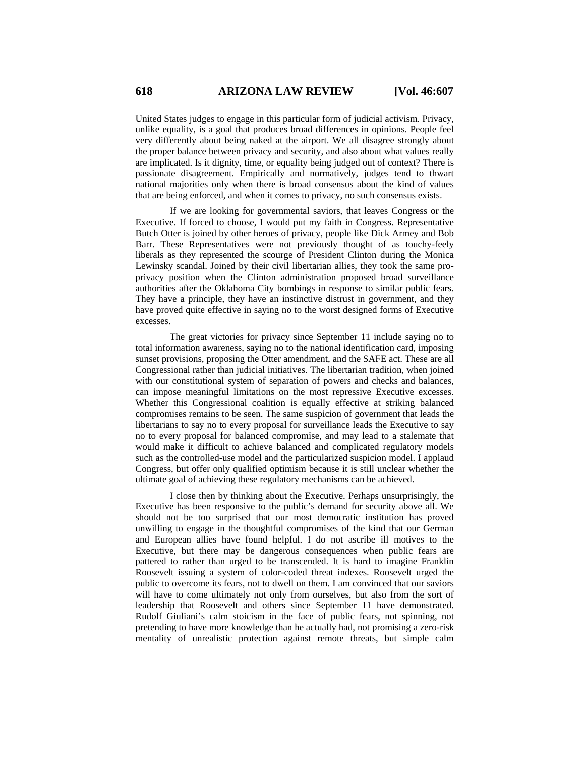United States judges to engage in this particular form of judicial activism. Privacy, unlike equality, is a goal that produces broad differences in opinions. People feel very differently about being naked at the airport. We all disagree strongly about the proper balance between privacy and security, and also about what values really are implicated. Is it dignity, time, or equality being judged out of context? There is passionate disagreement. Empirically and normatively, judges tend to thwart national majorities only when there is broad consensus about the kind of values that are being enforced, and when it comes to privacy, no such consensus exists.

If we are looking for governmental saviors, that leaves Congress or the Executive. If forced to choose, I would put my faith in Congress. Representative Butch Otter is joined by other heroes of privacy, people like Dick Armey and Bob Barr. These Representatives were not previously thought of as touchy-feely liberals as they represented the scourge of President Clinton during the Monica Lewinsky scandal. Joined by their civil libertarian allies, they took the same pro-privacy position when the Clinton administration proposed broad surveillance authorities after the Oklahoma City bombings in response to similar public fears. They have a principle, they have an instinctive distrust in government, and they have proved quite effective in saying no to the worst designed forms of Executive excesses.

The great victories for privacy since September 11 include saying no to total information awareness, saying no to the national identification card, imposing sunset provisions, proposing the Otter amendment, and the SAFE act. These are all Congressional rather than judicial initiatives. The libertarian tradition, when joined with our constitutional system of separation of powers and checks and balances, can impose meaningful limitations on the most repressive Executive excesses. Whether this Congressional coalition is equally effective at striking balanced compromises remains to be seen. The same suspicion of government that leads the libertarians to say no to every proposal for surveillance leads the Executive to say no to every proposal for balanced compromise, and may lead to a stalemate that would make it difficult to achieve balanced and complicated regulatory models such as the controlled-use model and the particularized suspicion model. I applaud Congress, but offer only qualified optimism because it is still unclear whether the ultimate goal of achieving these regulatory mechanisms can be achieved.

I close then by thinking about the Executive. Perhaps unsurprisingly, the Executive has been responsive to the public's demand for security above all. We should not be too surprised that our most democratic institution has proved unwilling to engage in the thoughtful compromises of the kind that our German and European allies have found helpful. I do not ascribe ill motives to the Executive, but there may be dangerous consequences when public fears are pattered to rather than urged to be transcended. It is hard to imagine Franklin Roosevelt issuing a system of color-coded threat indexes. Roosevelt urged the public to overcome its fears, not to dwell on them. I am convinced that our saviors will have to come ultimately not only from ourselves, but also from the sort of leadership that Roosevelt and others since September 11 have demonstrated. Rudolf Giuliani's calm stoicism in the face of public fears, not spinning, not pretending to have more knowledge than he actually had, not promising a zero-risk mentality of unrealistic protection against remote threats, but simple calm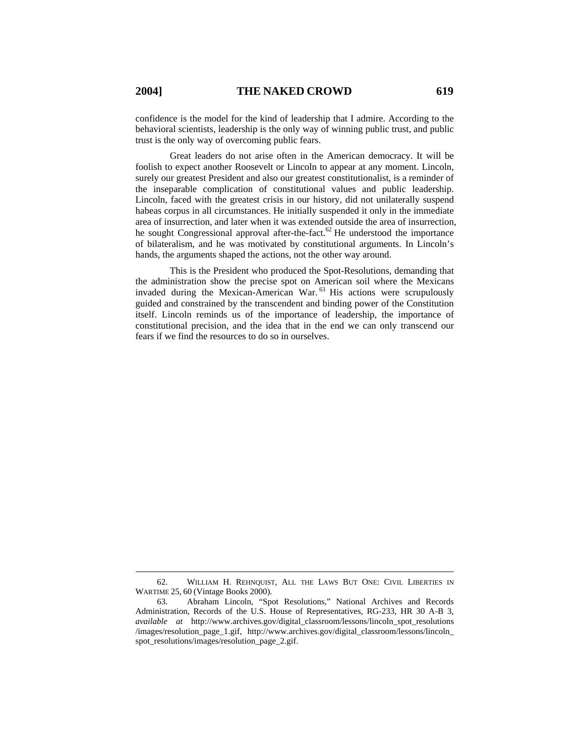confidence is the model for the kind of leadership that I admire. According to the behavioral scientists, leadership is the only way of winning public trust, and public trust is the only way of overcoming public fears.

Great leaders do not arise often in the American democracy. It will be foolish to expect another Roosevelt or Lincoln to appear at any moment. Lincoln, surely our greatest President and also our greatest constitutionalist, is a reminder of the inseparable complication of constitutional values and public leadership. Lincoln, faced with the greatest crisis in our history, did not unilaterally suspend habeas corpus in all circumstances. He initially suspended it only in the immediate area of insurrection, and later when it was extended outside the area of insurrection, he sought Congressional approval after-the-fact.[62] He understood the importance of bilateralism, and he was motivated by constitutional arguments. In Lincoln's hands, the arguments shaped the actions, not the other way around.

This is the President who produced the Spot-Resolutions, demanding that the administration show the precise spot on American soil where the Mexicans invaded during the Mexican-American War.[63] His actions were scrupulously guided and constrained by the transcendent and binding power of the Constitution itself. Lincoln reminds us of the importance of leadership, the importance of constitutional precision, and the idea that in the end we can only transcend our fears if we find the resources to do so in ourselves.

---

62. William H. Rehnquist, All the Laws But One: Civil Liberties in Wartime 25, 60 (Vintage Books 2000).

63. Abraham Lincoln, "Spot Resolutions," National Archives and Records Administration, Records of the U.S. House of Representatives, RG-233, HR 30 A-B 3, *available at* http://www.archives.gov/digital_classroom/lessons/lincoln_spot_resolutions/images/resolution_page_1.gif, http://www.archives.gov/digital_classroom/lessons/lincoln_spot_resolutions/images/resolution_page_2.gif.